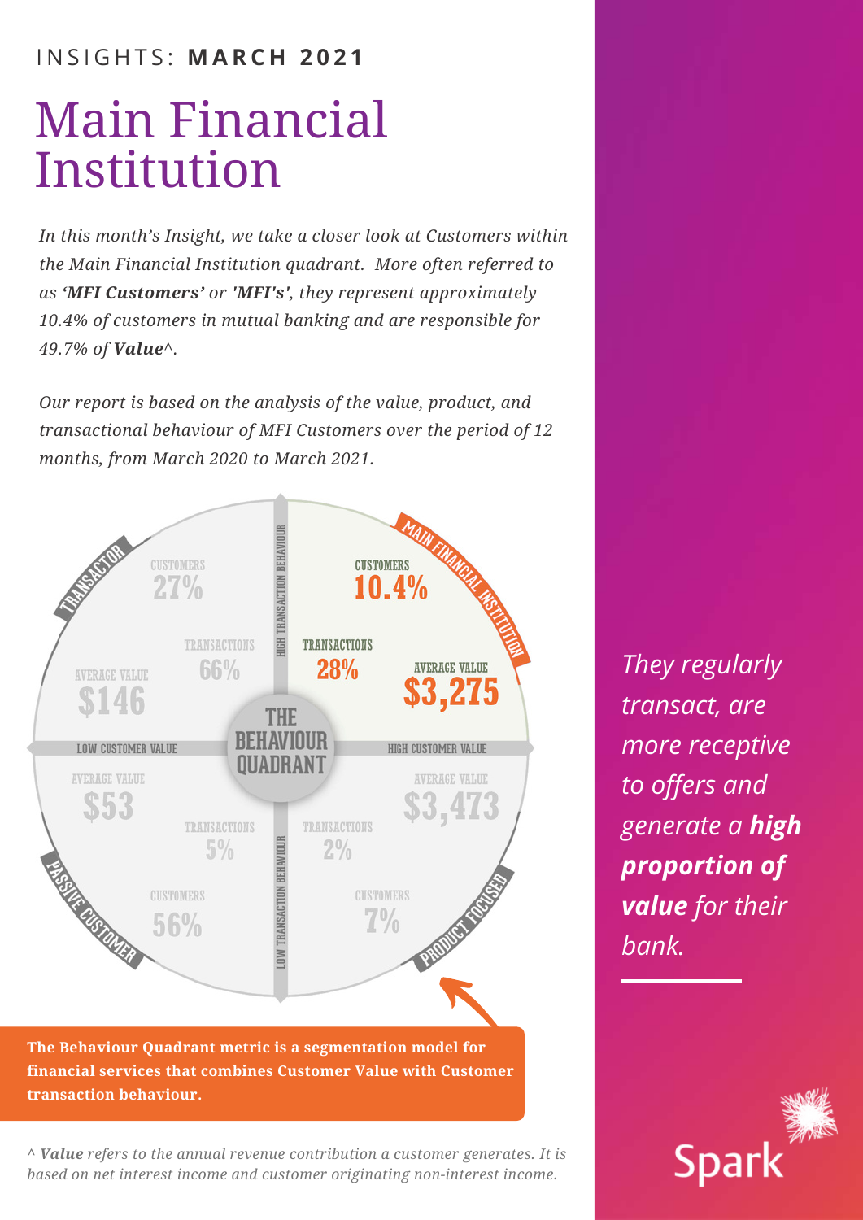INSIGHTS: **MARCH 2021**

# Main Financial Institution

*In this month's Insight, we take a closer look at Customers within the Main Financial Institution quadrant. More often referred to as **'MFI Customers'** or **'MFI's'**, they represent approximately 10.4% of customers in mutual banking and are responsible for 49.7% of **Value**^.*

*Our report is based on the analysis of the value, product, and transactional behaviour of MFI Customers over the period of 12 months, from March 2020 to March 2021.*

**THE BEHAVIOUR QUADRANT**

| | LOW CUSTOMER VALUE | HIGH CUSTOMER VALUE |
|---|---|---|
| **HIGH TRANSACTION BEHAVIOUR** | **TRANSACTOR** — Customers: 27%; Transactions: 66%; Average Value: $146 | **MAIN FINANCIAL INSTITUTION** — Customers: 10.4%; Transactions: 28%; Average Value: $3,275 |
| **LOW TRANSACTION BEHAVIOUR** | **PASSIVE CUSTOMER** — Customers: 56%; Transactions: 5%; Average Value: $53 | **PRODUCT FOCUSED** — Customers: 7%; Transactions: 2%; Average Value: $3,473 |

**The Behaviour Quadrant metric is a segmentation model for financial services that combines Customer Value with Customer transaction behaviour.**

*They regularly transact, are more receptive to offers and generate a **high proportion of value** for their bank.*

^ ***Value*** *refers to the annual revenue contribution a customer generates. It is based on net interest income and customer originating non-interest income.*

Spark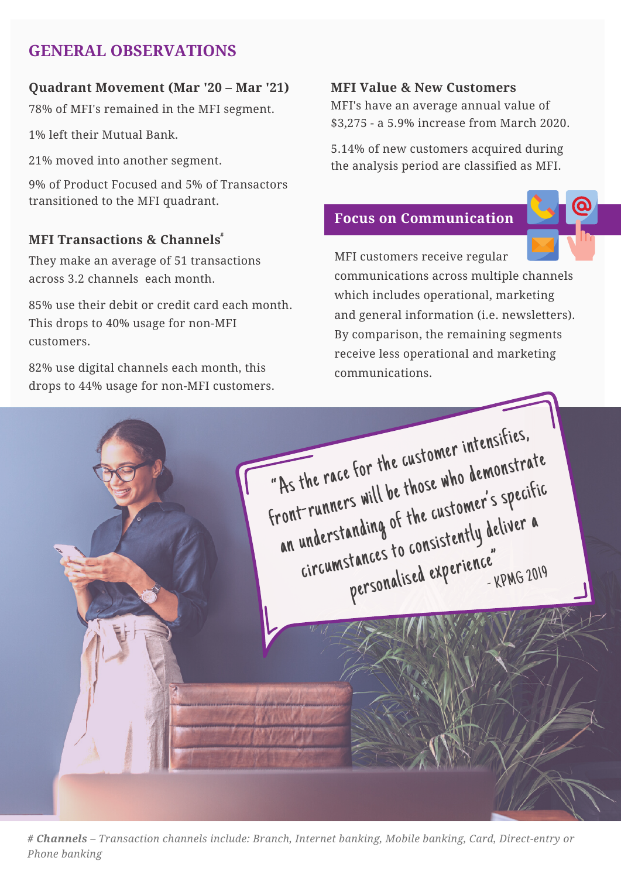## GENERAL OBSERVATIONS

### Quadrant Movement (Mar '20 – Mar '21)

78% of MFI's remained in the MFI segment.

1% left their Mutual Bank.

21% moved into another segment.

9% of Product Focused and 5% of Transactors transitioned to the MFI quadrant.

### MFI Transactions & Channels#

They make an average of 51 transactions across 3.2 channels each month.

85% use their debit or credit card each month. This drops to 40% usage for non-MFI customers.

82% use digital channels each month, this drops to 44% usage for non-MFI customers.

### MFI Value & New Customers

MFI's have an average annual value of $3,275 - a 5.9% increase from March 2020.

5.14% of new customers acquired during the analysis period are classified as MFI.

### Focus on Communication

MFI customers receive regular communications across multiple channels which includes operational, marketing and general information (i.e. newsletters). By comparison, the remaining segments receive less operational and marketing communications.

> "As the race for the customer intensifies, front-runners will be those who demonstrate an understanding of the customer's specific circumstances to consistently deliver a personalised experience"
> – KPMG 2019

*# **Channels** – Transaction channels include: Branch, Internet banking, Mobile banking, Card, Direct-entry or Phone banking*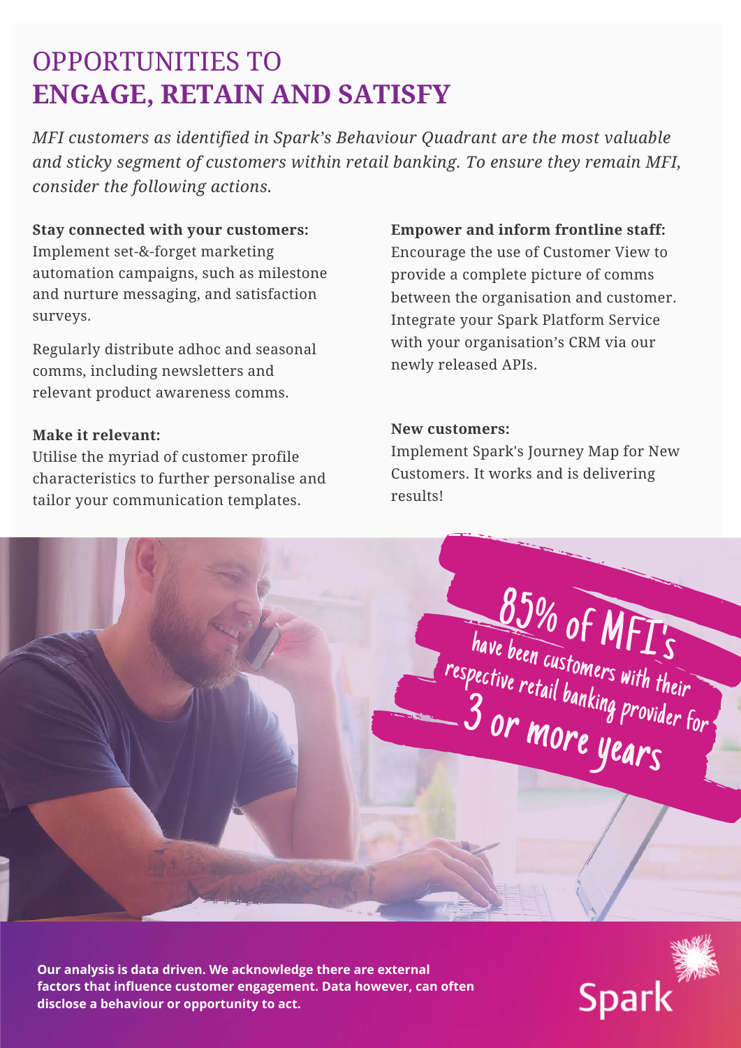# OPPORTUNITIES TO **ENGAGE, RETAIN AND SATISFY**

*MFI customers as identified in Spark's Behaviour Quadrant are the most valuable and sticky segment of customers within retail banking. To ensure they remain MFI, consider the following actions.*

**Stay connected with your customers:**
Implement set-&-forget marketing automation campaigns, such as milestone and nurture messaging, and satisfaction surveys.

Regularly distribute adhoc and seasonal comms, including newsletters and relevant product awareness comms.

**Make it relevant:**
Utilise the myriad of customer profile characteristics to further personalise and tailor your communication templates.

**Empower and inform frontline staff:**
Encourage the use of Customer View to provide a complete picture of comms between the organisation and customer. Integrate your Spark Platform Service with your organisation's CRM via our newly released APIs.

**New customers:**
Implement Spark's Journey Map for New Customers. It works and is delivering results!

85% of MFI's have been customers with their respective retail banking provider for 3 or more years

**Our analysis is data driven. We acknowledge there are external factors that influence customer engagement. Data however, can often disclose a behaviour or opportunity to act.**

Spark